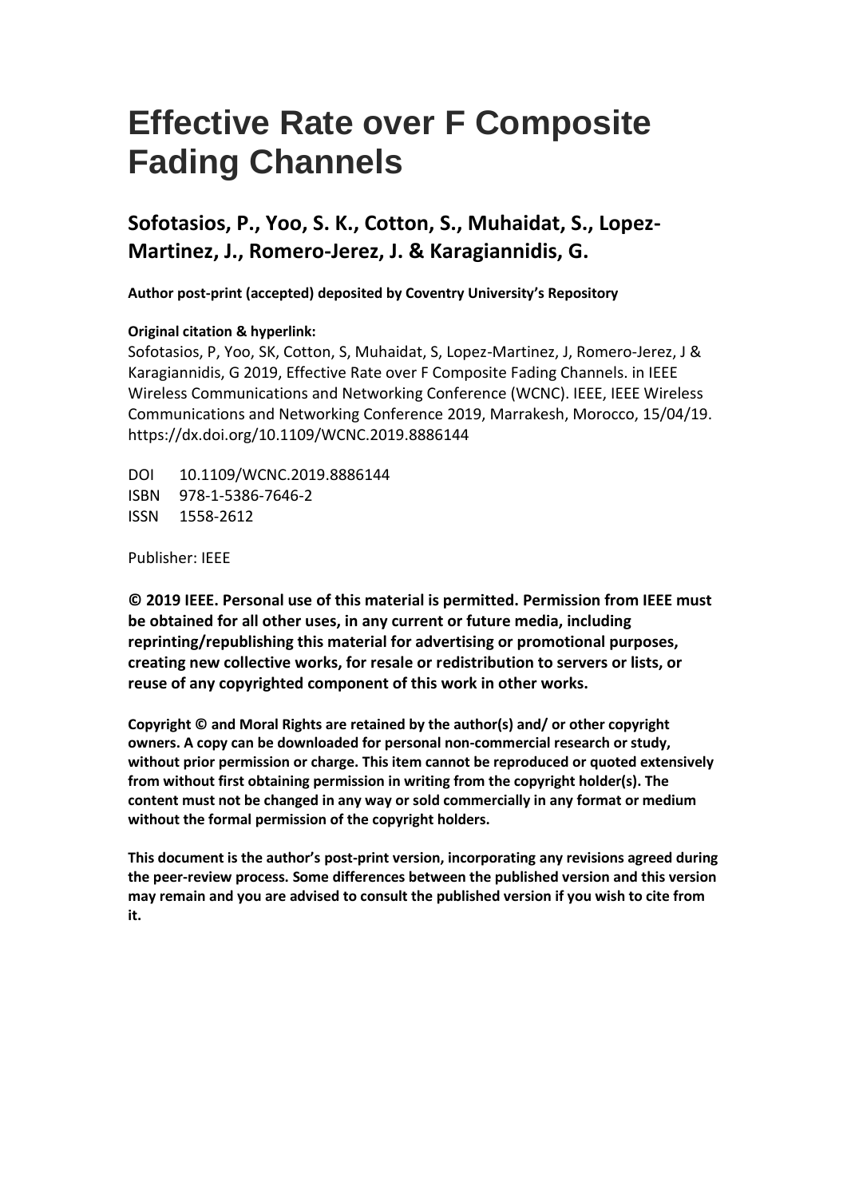# Effective Rate over F Composite Fading Channels

## Sofotasios, P., Yoo, S. K., Cotton, S., Muhaidat, S., Lopez-Martinez, J., Romero-Jerez, J. & Karagiannidis, G.

**Author post-print (accepted) deposited by Coventry University's Repository**

**Original citation & hyperlink:**

Sofotasios, P, Yoo, SK, Cotton, S, Muhaidat, S, Lopez-Martinez, J, Romero-Jerez, J & Karagiannidis, G 2019, Effective Rate over F Composite Fading Channels. in IEEE Wireless Communications and Networking Conference (WCNC). IEEE, IEEE Wireless Communications and Networking Conference 2019, Marrakesh, Morocco, 15/04/19. https://dx.doi.org/10.1109/WCNC.2019.8886144

DOI 10.1109/WCNC.2019.8886144
ISBN 978-1-5386-7646-2
ISSN 1558-2612

Publisher: IEEE

**© 2019 IEEE. Personal use of this material is permitted. Permission from IEEE must be obtained for all other uses, in any current or future media, including reprinting/republishing this material for advertising or promotional purposes, creating new collective works, for resale or redistribution to servers or lists, or reuse of any copyrighted component of this work in other works.**

**Copyright © and Moral Rights are retained by the author(s) and/ or other copyright owners. A copy can be downloaded for personal non-commercial research or study, without prior permission or charge. This item cannot be reproduced or quoted extensively from without first obtaining permission in writing from the copyright holder(s). The content must not be changed in any way or sold commercially in any format or medium without the formal permission of the copyright holders.**

**This document is the author's post-print version, incorporating any revisions agreed during the peer-review process. Some differences between the published version and this version may remain and you are advised to consult the published version if you wish to cite from it.**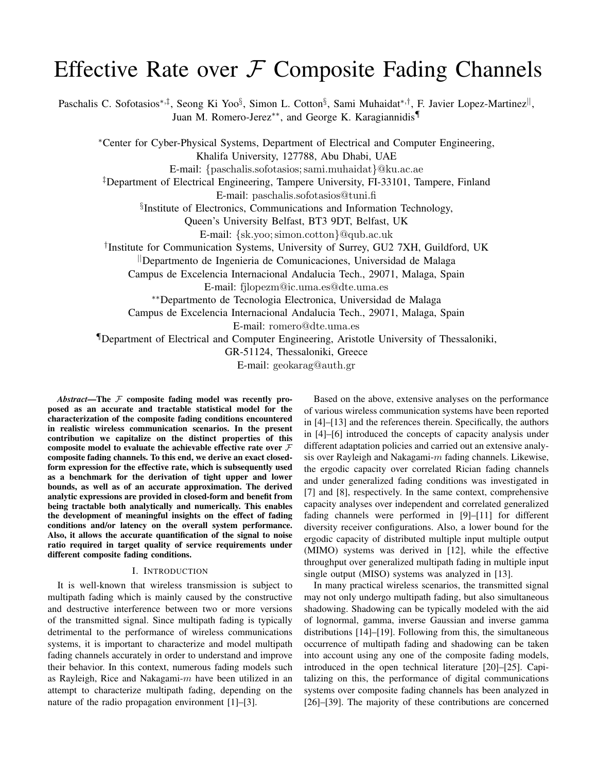# Effective Rate over $\mathcal{F}$ Composite Fading Channels

Paschalis C. Sofotasios[*,‡], Seong Ki Yoo[§], Simon L. Cotton[§], Sami Muhaidat[*,†], F. Javier Lopez-Martinez[||], Juan M. Romero-Jerez[**], and George K. Karagiannidis[¶]

[*]Center for Cyber-Physical Systems, Department of Electrical and Computer Engineering, Khalifa University, 127788, Abu Dhabi, UAE
E-mail: {paschalis.sofotasios; sami.muhaidat}@ku.ac.ae
[‡]Department of Electrical Engineering, Tampere University, FI-33101, Tampere, Finland
E-mail: paschalis.sofotasios@tuni.fi
[§]Institute of Electronics, Communications and Information Technology, Queen's University Belfast, BT3 9DT, Belfast, UK
E-mail: {sk.yoo; simon.cotton}@qub.ac.uk
[†]Institute for Communication Systems, University of Surrey, GU2 7XH, Guildford, UK
[||]Departmento de Ingenieria de Comunicaciones, Universidad de Malaga
Campus de Excelencia Internacional Andalucia Tech., 29071, Malaga, Spain
E-mail: fjlopezm@ic.uma.es@dte.uma.es
[**]Departmento de Tecnologia Electronica, Universidad de Malaga
Campus de Excelencia Internacional Andalucia Tech., 29071, Malaga, Spain
E-mail: romero@dte.uma.es
[¶]Department of Electrical and Computer Engineering, Aristotle University of Thessaloniki, GR-51124, Thessaloniki, Greece
E-mail: geokarag@auth.gr

***Abstract*—The $\mathcal{F}$ composite fading model was recently proposed as an accurate and tractable statistical model for the characterization of the composite fading conditions encountered in realistic wireless communication scenarios. In the present contribution we capitalize on the distinct properties of this composite model to evaluate the achievable effective rate over $\mathcal{F}$ composite fading channels. To this end, we derive an exact closed-form expression for the effective rate, which is subsequently used as a benchmark for the derivation of tight upper and lower bounds, as well as of an accurate approximation. The derived analytic expressions are provided in closed-form and benefit from being tractable both analytically and numerically. This enables the development of meaningful insights on the effect of fading conditions and/or latency on the overall system performance. Also, it allows the accurate quantification of the signal to noise ratio required in target quality of service requirements under different composite fading conditions.**

## I. Introduction

It is well-known that wireless transmission is subject to multipath fading which is mainly caused by the constructive and destructive interference between two or more versions of the transmitted signal. Since multipath fading is typically detrimental to the performance of wireless communications systems, it is important to characterize and model multipath fading channels accurately in order to understand and improve their behavior. In this context, numerous fading models such as Rayleigh, Rice and Nakagami-$m$ have been utilized in an attempt to characterize multipath fading, depending on the nature of the radio propagation environment [1]–[3].

Based on the above, extensive analyses on the performance of various wireless communication systems have been reported in [4]–[13] and the references therein. Specifically, the authors in [4]–[6] introduced the concepts of capacity analysis under different adaptation policies and carried out an extensive analysis over Rayleigh and Nakagami-$m$ fading channels. Likewise, the ergodic capacity over correlated Rician fading channels and under generalized fading conditions was investigated in [7] and [8], respectively. In the same context, comprehensive capacity analyses over independent and correlated generalized fading channels were performed in [9]–[11] for different diversity receiver configurations. Also, a lower bound for the ergodic capacity of distributed multiple input multiple output (MIMO) systems was derived in [12], while the effective throughput over generalized multipath fading in multiple input single output (MISO) systems was analyzed in [13].

In many practical wireless scenarios, the transmitted signal may not only undergo multipath fading, but also simultaneous shadowing. Shadowing can be typically modeled with the aid of lognormal, gamma, inverse Gaussian and inverse gamma distributions [14]–[19]. Following from this, the simultaneous occurrence of multipath fading and shadowing can be taken into account using any one of the composite fading models, introduced in the open technical literature [20]–[25]. Capitalizing on this, the performance of digital communications systems over composite fading channels has been analyzed in [26]–[39]. The majority of these contributions are concerned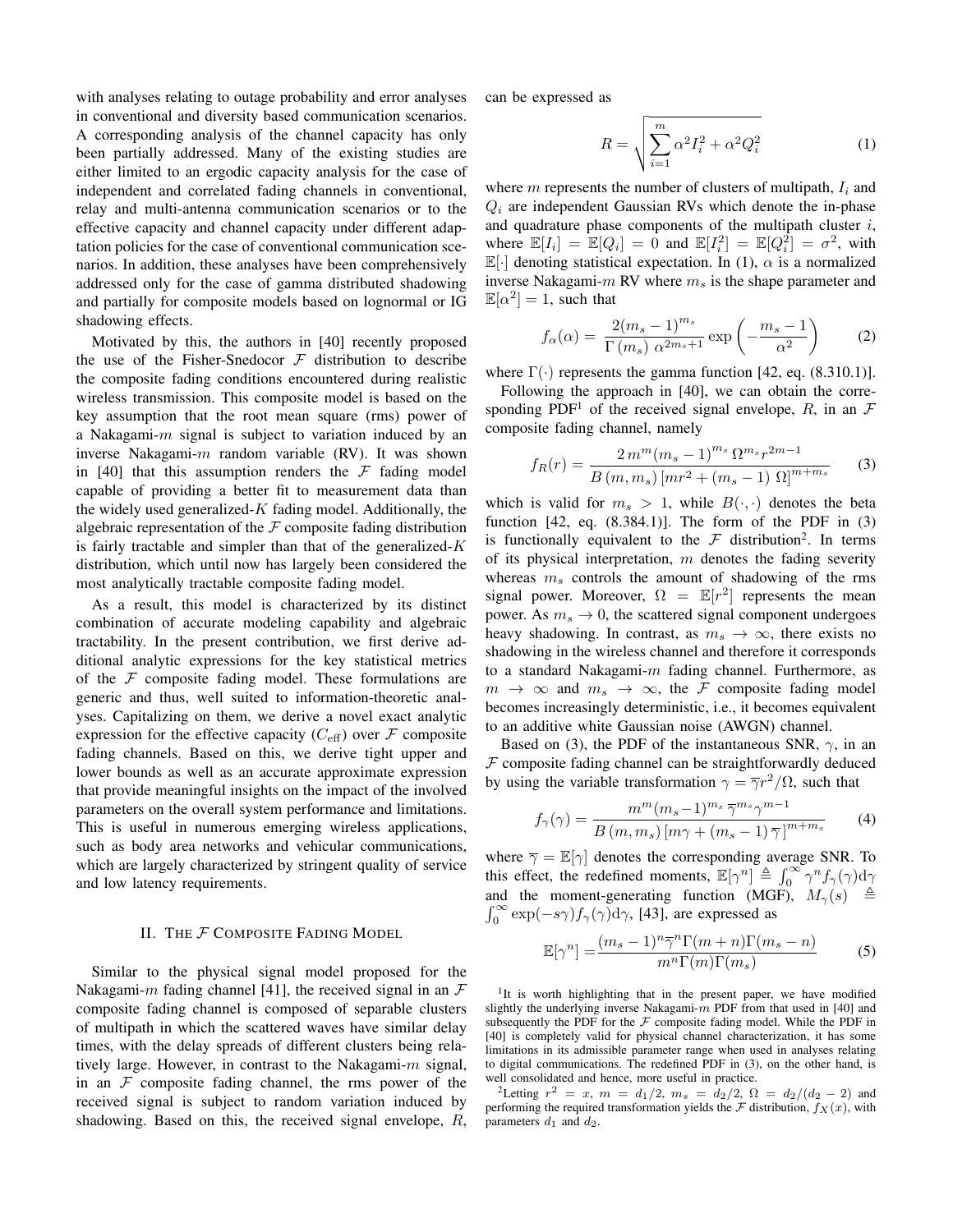with analyses relating to outage probability and error analyses in conventional and diversity based communication scenarios. A corresponding analysis of the channel capacity has only been partially addressed. Many of the existing studies are either limited to an ergodic capacity analysis for the case of independent and correlated fading channels in conventional, relay and multi-antenna communication scenarios or to the effective capacity and channel capacity under different adaptation policies for the case of conventional communication scenarios. In addition, these analyses have been comprehensively addressed only for the case of gamma distributed shadowing and partially for composite models based on lognormal or IG shadowing effects.

Motivated by this, the authors in [40] recently proposed the use of the Fisher-Snedocor $\mathcal{F}$ distribution to describe the composite fading conditions encountered during realistic wireless transmission. This composite model is based on the key assumption that the root mean square (rms) power of a Nakagami-$m$ signal is subject to variation induced by an inverse Nakagami-$m$ random variable (RV). It was shown in [40] that this assumption renders the $\mathcal{F}$ fading model capable of providing a better fit to measurement data than the widely used generalized-$K$ fading model. Additionally, the algebraic representation of the $\mathcal{F}$ composite fading distribution is fairly tractable and simpler than that of the generalized-$K$ distribution, which until now has largely been considered the most analytically tractable composite fading model.

As a result, this model is characterized by its distinct combination of accurate modeling capability and algebraic tractability. In the present contribution, we first derive additional analytic expressions for the key statistical metrics of the $\mathcal{F}$ composite fading model. These formulations are generic and thus, well suited to information-theoretic analyses. Capitalizing on them, we derive a novel exact analytic expression for the effective capacity ($C_{\text{eff}}$) over $\mathcal{F}$ composite fading channels. Based on this, we derive tight upper and lower bounds as well as an accurate approximate expression that provide meaningful insights on the impact of the involved parameters on the overall system performance and limitations. This is useful in numerous emerging wireless applications, such as body area networks and vehicular communications, which are largely characterized by stringent quality of service and low latency requirements.

## II. The $\mathcal{F}$ Composite Fading Model

Similar to the physical signal model proposed for the Nakagami-$m$ fading channel [41], the received signal in an $\mathcal{F}$ composite fading channel is composed of separable clusters of multipath in which the scattered waves have similar delay times, with the delay spreads of different clusters being relatively large. However, in contrast to the Nakagami-$m$ signal, in an $\mathcal{F}$ composite fading channel, the rms power of the received signal is subject to random variation induced by shadowing. Based on this, the received signal envelope, $R$, can be expressed as

$$R = \sqrt{\sum_{i=1}^{m} \alpha^2 I_i^2 + \alpha^2 Q_i^2} \tag{1}$$

where $m$ represents the number of clusters of multipath, $I_i$ and $Q_i$ are independent Gaussian RVs which denote the in-phase and quadrature phase components of the multipath cluster $i$, where $\mathbb{E}[I_i] = \mathbb{E}[Q_i] = 0$ and $\mathbb{E}[I_i^2] = \mathbb{E}[Q_i^2] = \sigma^2$, with $\mathbb{E}[\cdot]$ denoting statistical expectation. In (1), $\alpha$ is a normalized inverse Nakagami-$m$ RV where $m_s$ is the shape parameter and $\mathbb{E}[\alpha^2] = 1$, such that

$$f_\alpha(\alpha) = \frac{2(m_s-1)^{m_s}}{\Gamma(m_s)\, \alpha^{2m_s+1}} \exp\left(-\frac{m_s-1}{\alpha^2}\right) \tag{2}$$

where $\Gamma(\cdot)$ represents the gamma function [42, eq. (8.310.1)].

Following the approach in [40], we can obtain the corresponding PDF[1] of the received signal envelope, $R$, in an $\mathcal{F}$ composite fading channel, namely

$$f_R(r) = \frac{2\, m^m (m_s-1)^{m_s}\, \Omega^{m_s} r^{2m-1}}{B(m, m_s)\left[m r^2 + (m_s-1)\,\Omega\right]^{m+m_s}} \tag{3}$$

which is valid for $m_s > 1$, while $B(\cdot,\cdot)$ denotes the beta function [42, eq. (8.384.1)]. The form of the PDF in (3) is functionally equivalent to the $\mathcal{F}$ distribution[2]. In terms of its physical interpretation, $m$ denotes the fading severity whereas $m_s$ controls the amount of shadowing of the rms signal power. Moreover, $\Omega = \mathbb{E}[r^2]$ represents the mean power. As $m_s \to 0$, the scattered signal component undergoes heavy shadowing. In contrast, as $m_s \to \infty$, there exists no shadowing in the wireless channel and therefore it corresponds to a standard Nakagami-$m$ fading channel. Furthermore, as $m \to \infty$ and $m_s \to \infty$, the $\mathcal{F}$ composite fading model becomes increasingly deterministic, i.e., it becomes equivalent to an additive white Gaussian noise (AWGN) channel.

Based on (3), the PDF of the instantaneous SNR, $\gamma$, in an $\mathcal{F}$ composite fading channel can be straightforwardly deduced by using the variable transformation $\gamma = \overline{\gamma} r^2/\Omega$, such that

$$f_\gamma(\gamma) = \frac{m^m (m_s-1)^{m_s}\, \overline{\gamma}^{m_s} \gamma^{m-1}}{B(m, m_s)\left[m\gamma + (m_s-1)\,\overline{\gamma}\right]^{m+m_s}} \tag{4}$$

where $\overline{\gamma} = \mathbb{E}[\gamma]$ denotes the corresponding average SNR. To this effect, the redefined moments, $\mathbb{E}[\gamma^n] \triangleq \int_0^\infty \gamma^n f_\gamma(\gamma) \mathrm{d}\gamma$ and the moment-generating function (MGF), $M_\gamma(s) \triangleq \int_0^\infty \exp(-s\gamma) f_\gamma(\gamma) \mathrm{d}\gamma$, [43], are expressed as

$$\mathbb{E}[\gamma^n] = \frac{(m_s-1)^n \overline{\gamma}^n \Gamma(m+n) \Gamma(m_s-n)}{m^n \Gamma(m) \Gamma(m_s)} \tag{5}$$

[1] It is worth highlighting that in the present paper, we have modified slightly the underlying inverse Nakagami-$m$ PDF from that used in [40] and subsequently the PDF for the $\mathcal{F}$ composite fading model. While the PDF in [40] is completely valid for physical channel characterization, it has some limitations in its admissible parameter range when used in analyses relating to digital communications. The redefined PDF in (3), on the other hand, is well consolidated and hence, more useful in practice.

[2] Letting $r^2 = x$, $m = d_1/2$, $m_s = d_2/2$, $\Omega = d_2/(d_2 - 2)$ and performing the required transformation yields the $\mathcal{F}$ distribution, $f_X(x)$, with parameters $d_1$ and $d_2$.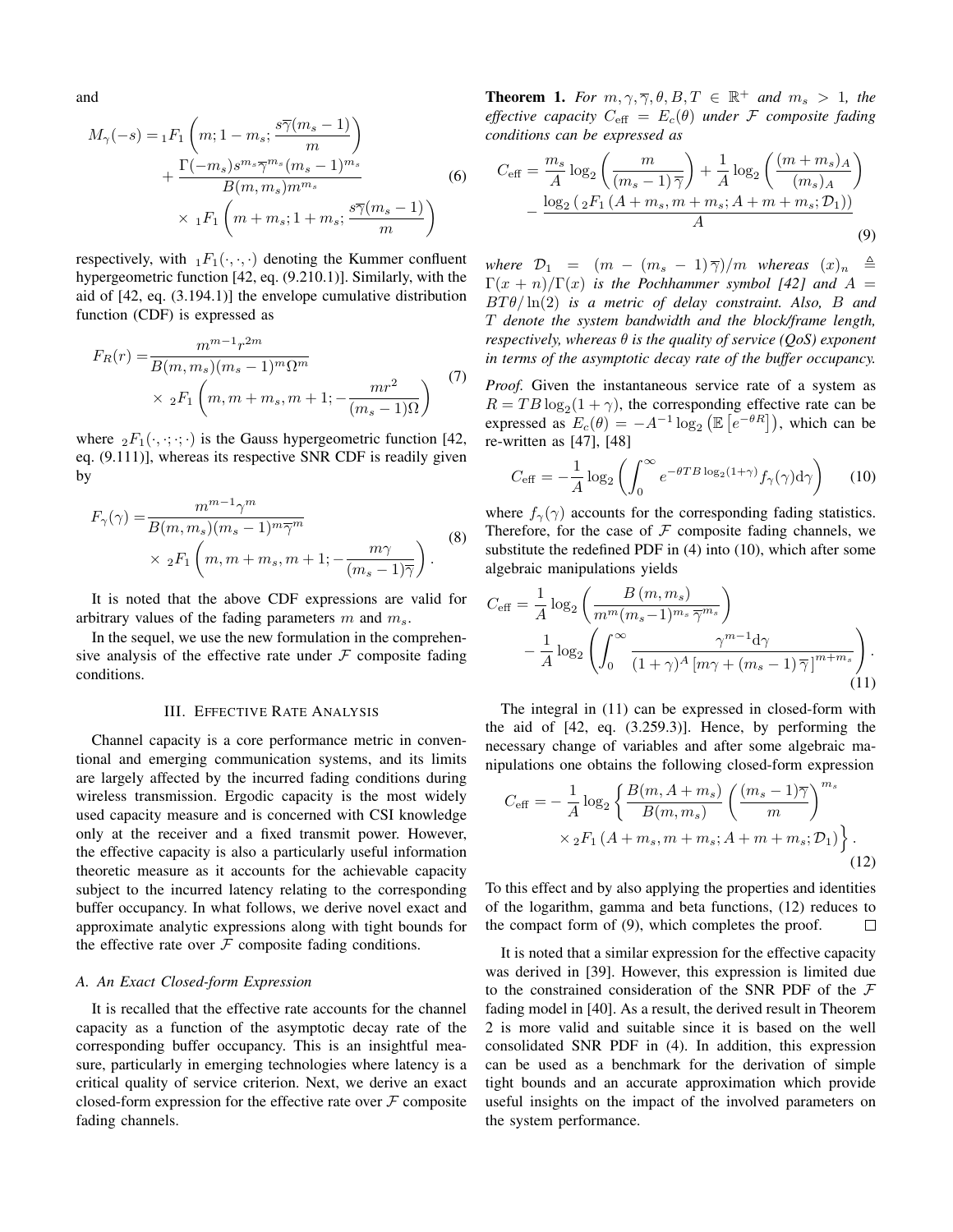and

$$M_\gamma(-s) = {}_1F_1\left(m; 1-m_s; \frac{s\overline{\gamma}(m_s-1)}{m}\right) + \frac{\Gamma(-m_s)s^{m_s}\overline{\gamma}^{m_s}(m_s-1)^{m_s}}{B(m,m_s)m^{m_s}} \times {}_1F_1\left(m+m_s; 1+m_s; \frac{s\overline{\gamma}(m_s-1)}{m}\right) \tag{6}$$

respectively, with ${}_1F_1(\cdot,\cdot,\cdot)$ denoting the Kummer confluent hypergeometric function [42, eq. (9.210.1)]. Similarly, with the aid of [42, eq. (3.194.1)] the envelope cumulative distribution function (CDF) is expressed as

$$F_R(r) = \frac{m^{m-1}r^{2m}}{B(m,m_s)(m_s-1)^m\Omega^m} \times {}_2F_1\left(m, m+m_s, m+1; -\frac{mr^2}{(m_s-1)\Omega}\right) \tag{7}$$

where ${}_2F_1(\cdot,\cdot;\cdot;\cdot)$ is the Gauss hypergeometric function [42, eq. (9.111)], whereas its respective SNR CDF is readily given by

$$F_\gamma(\gamma) = \frac{m^{m-1}\gamma^m}{B(m,m_s)(m_s-1)^m\overline{\gamma}^m} \times {}_2F_1\left(m, m+m_s, m+1; -\frac{m\gamma}{(m_s-1)\overline{\gamma}}\right). \tag{8}$$

It is noted that the above CDF expressions are valid for arbitrary values of the fading parameters $m$ and $m_s$.

In the sequel, we use the new formulation in the comprehensive analysis of the effective rate under $\mathcal{F}$ composite fading conditions.

## III. Effective Rate Analysis

Channel capacity is a core performance metric in conventional and emerging communication systems, and its limits are largely affected by the incurred fading conditions during wireless transmission. Ergodic capacity is the most widely used capacity measure and is concerned with CSI knowledge only at the receiver and a fixed transmit power. However, the effective capacity is also a particularly useful information theoretic measure as it accounts for the achievable capacity subject to the incurred latency relating to the corresponding buffer occupancy. In what follows, we derive novel exact and approximate analytic expressions along with tight bounds for the effective rate over $\mathcal{F}$ composite fading conditions.

### A. An Exact Closed-form Expression

It is recalled that the effective rate accounts for the channel capacity as a function of the asymptotic decay rate of the corresponding buffer occupancy. This is an insightful measure, particularly in emerging technologies where latency is a critical quality of service criterion. Next, we derive an exact closed-form expression for the effective rate over $\mathcal{F}$ composite fading channels.

**Theorem 1.** *For $m, \gamma, \overline{\gamma}, \theta, B, T \in \mathbb{R}^+$ and $m_s > 1$, the effective capacity $C_{\text{eff}} = E_c(\theta)$ under $\mathcal{F}$ composite fading conditions can be expressed as*

$$C_{\text{eff}} = \frac{m_s}{A}\log_2\left(\frac{m}{(m_s-1)\overline{\gamma}}\right) + \frac{1}{A}\log_2\left(\frac{(m+m_s)_A}{(m_s)_A}\right) - \frac{\log_2\left({}_2F_1\left(A+m_s, m+m_s; A+m+m_s; \mathcal{D}_1\right)\right)}{A} \tag{9}$$

*where $\mathcal{D}_1 = (m-(m_s-1)\overline{\gamma})/m$ whereas $(x)_n \triangleq \Gamma(x+n)/\Gamma(x)$ is the Pochhammer symbol [42] and $A = BT\theta/\ln(2)$ is a metric of delay constraint. Also, $B$ and $T$ denote the system bandwidth and the block/frame length, respectively, whereas $\theta$ is the quality of service (QoS) exponent in terms of the asymptotic decay rate of the buffer occupancy.*

*Proof.* Given the instantaneous service rate of a system as $R = TB\log_2(1+\gamma)$, the corresponding effective rate can be expressed as $E_c(\theta) = -A^{-1}\log_2\left(\mathbb{E}\left[e^{-\theta R}\right]\right)$, which can be re-written as [47], [48]

$$C_{\text{eff}} = -\frac{1}{A}\log_2\left(\int_0^\infty e^{-\theta TB\log_2(1+\gamma)} f_\gamma(\gamma)\mathrm{d}\gamma\right) \tag{10}$$

where $f_\gamma(\gamma)$ accounts for the corresponding fading statistics. Therefore, for the case of $\mathcal{F}$ composite fading channels, we substitute the redefined PDF in (4) into (10), which after some algebraic manipulations yields

$$C_{\text{eff}} = \frac{1}{A}\log_2\left(\frac{B(m,m_s)}{m^m(m_s-1)^{m_s}\overline{\gamma}^{m_s}}\right) - \frac{1}{A}\log_2\left(\int_0^\infty \frac{\gamma^{m-1}\mathrm{d}\gamma}{(1+\gamma)^A\left[m\gamma+(m_s-1)\overline{\gamma}\right]^{m+m_s}}\right). \tag{11}$$

The integral in (11) can be expressed in closed-form with the aid of [42, eq. (3.259.3)]. Hence, by performing the necessary change of variables and after some algebraic manipulations one obtains the following closed-form expression

$$C_{\text{eff}} = -\frac{1}{A}\log_2\left\{\frac{B(m, A+m_s)}{B(m,m_s)}\left(\frac{(m_s-1)\overline{\gamma}}{m}\right)^{m_s} \times {}_2F_1\left(A+m_s, m+m_s; A+m+m_s; \mathcal{D}_1\right)\right\}. \tag{12}$$

To this effect and by also applying the properties and identities of the logarithm, gamma and beta functions, (12) reduces to the compact form of (9), which completes the proof. $\square$

It is noted that a similar expression for the effective capacity was derived in [39]. However, this expression is limited due to the constrained consideration of the SNR PDF of the $\mathcal{F}$ fading model in [40]. As a result, the derived result in Theorem 2 is more valid and suitable since it is based on the well consolidated SNR PDF in (4). In addition, this expression can be used as a benchmark for the derivation of simple tight bounds and an accurate approximation which provide useful insights on the impact of the involved parameters on the system performance.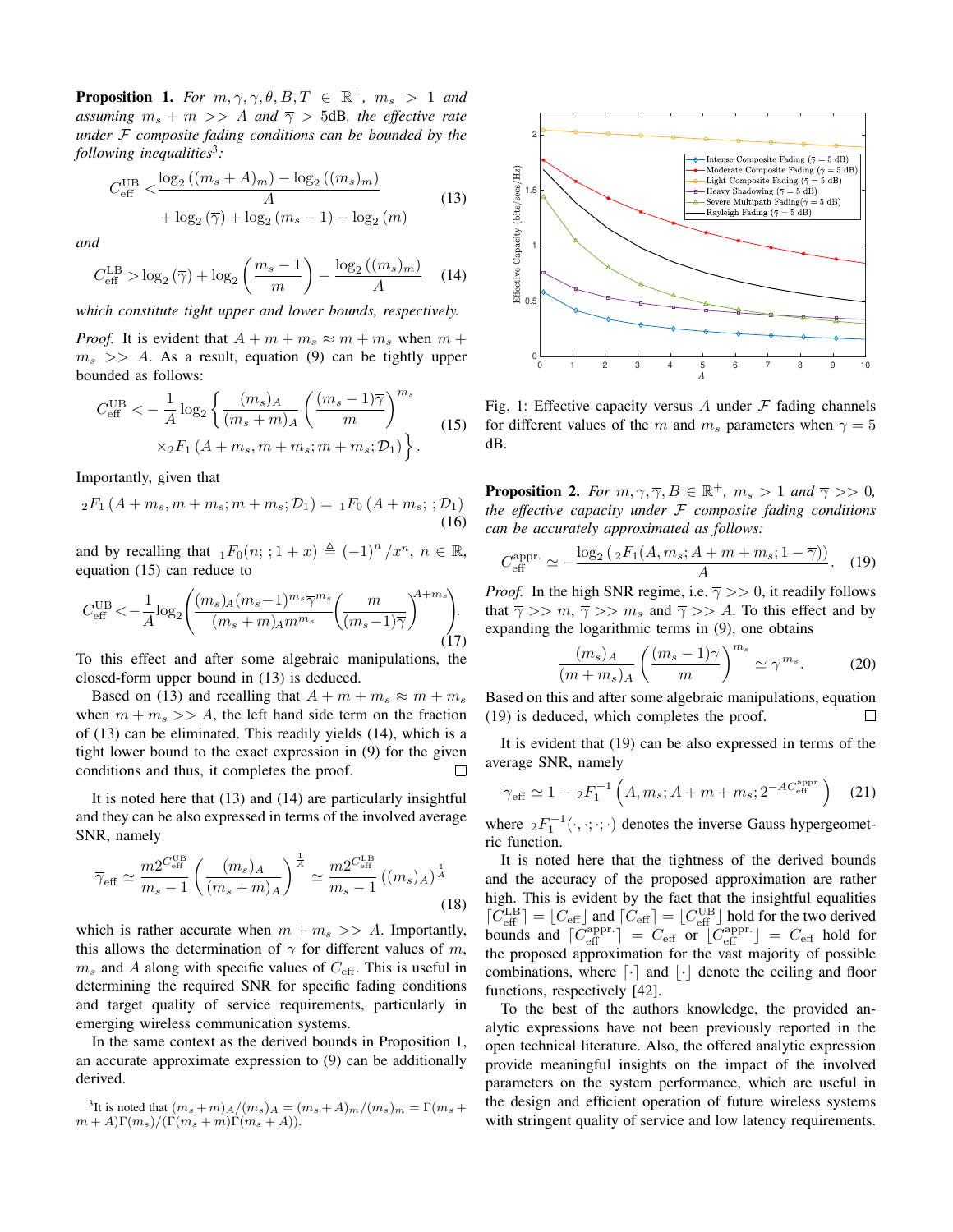**Proposition 1.** *For $m, \gamma, \overline{\gamma}, \theta, B, T \in \mathbb{R}^{+}$, $m_s > 1$ and assuming $m_s + m >> A$ and $\overline{\gamma} > 5$dB, the effective rate under $\mathcal{F}$ composite fading conditions can be bounded by the following inequalities*[3]*:*

$$C_{\rm eff}^{\rm UB} < \frac{\log_2\left((m_s+A)_m\right) - \log_2\left((m_s)_m\right)}{A} + \log_2\left(\overline{\gamma}\right) + \log_2\left(m_s - 1\right) - \log_2\left(m\right) \tag{13}$$

*and*

$$C_{\rm eff}^{\rm LB} > \log_2\left(\overline{\gamma}\right) + \log_2\left(\frac{m_s-1}{m}\right) - \frac{\log_2\left((m_s)_m\right)}{A} \tag{14}$$

*which constitute tight upper and lower bounds, respectively.*

*Proof.* It is evident that $A + m + m_s \approx m + m_s$ when $m + m_s >> A$. As a result, equation (9) can be tightly upper bounded as follows:

$$C_{\rm eff}^{\rm UB} < -\frac{1}{A}\log_2\left\{\frac{(m_s)_A}{(m_s+m)_A}\left(\frac{(m_s-1)\overline{\gamma}}{m}\right)^{m_s} \times {}_2F_1\left(A+m_s, m+m_s; m+m_s; \mathcal{D}_1\right)\right\}. \tag{15}$$

Importantly, given that

$${}_2F_1\left(A+m_s, m+m_s; m+m_s; \mathcal{D}_1\right) = {}_1F_0\left(A+m_s; ; \mathcal{D}_1\right) \tag{16}$$

and by recalling that ${}_1F_0(n; ; 1+x) \triangleq (-1)^n/x^n$, $n \in \mathbb{R}$, equation (15) can reduce to

$$C_{\rm eff}^{\rm UB} < -\frac{1}{A}\log_2\left(\frac{(m_s)_A(m_s-1)^{m_s}\overline{\gamma}^{m_s}}{(m_s+m)_A m^{m_s}}\left(\frac{m}{(m_s-1)\overline{\gamma}}\right)^{A+m_s}\right). \tag{17}$$

To this effect and after some algebraic manipulations, the closed-form upper bound in (13) is deduced.

Based on (13) and recalling that $A + m + m_s \approx m + m_s$ when $m + m_s >> A$, the left hand side term on the fraction of (13) can be eliminated. This readily yields (14), which is a tight lower bound to the exact expression in (9) for the given conditions and thus, it completes the proof. □

It is noted here that (13) and (14) are particularly insightful and they can be also expressed in terms of the involved average SNR, namely

$$\overline{\gamma}_{\rm eff} \simeq \frac{m 2^{C_{\rm eff}^{\rm UB}}}{m_s - 1}\left(\frac{(m_s)_A}{(m_s+m)_A}\right)^{\frac{1}{A}} \simeq \frac{m 2^{C_{\rm eff}^{\rm LB}}}{m_s - 1}\left((m_s)_A\right)^{\frac{1}{A}} \tag{18}$$

which is rather accurate when $m + m_s >> A$. Importantly, this allows the determination of $\overline{\gamma}$ for different values of $m$, $m_s$ and $A$ along with specific values of $C_{\rm eff}$. This is useful in determining the required SNR for specific fading conditions and target quality of service requirements, particularly in emerging wireless communication systems.

In the same context as the derived bounds in Proposition 1, an accurate approximate expression to (9) can be additionally derived.

[3] It is noted that $(m_s+m)_A/(m_s)_A = (m_s+A)_m/(m_s)_m = \Gamma(m_s + m + A)\Gamma(m_s)/(\Gamma(m_s+m)\Gamma(m_s+A))$.

Fig. 1: Effective capacity versus $A$ under $\mathcal{F}$ fading channels for different values of the $m$ and $m_s$ parameters when $\overline{\gamma} = 5$ dB.

**Proposition 2.** *For $m, \gamma, \overline{\gamma}, B \in \mathbb{R}^{+}$, $m_s > 1$ and $\overline{\gamma} >> 0$, the effective capacity under $\mathcal{F}$ composite fading conditions can be accurately approximated as follows:*

$$C_{\rm eff}^{\rm appr.} \simeq -\frac{\log_2\left({}_2F_1(A, m_s; A+m+m_s; 1-\overline{\gamma})\right)}{A}. \tag{19}$$

*Proof.* In the high SNR regime, i.e. $\overline{\gamma} >> 0$, it readily follows that $\overline{\gamma} >> m$, $\overline{\gamma} >> m_s$ and $\overline{\gamma} >> A$. To this effect and by expanding the logarithmic terms in (9), one obtains

$$\frac{(m_s)_A}{(m+m_s)_A}\left(\frac{(m_s-1)\overline{\gamma}}{m}\right)^{m_s} \simeq \overline{\gamma}^{m_s}. \tag{20}$$

Based on this and after some algebraic manipulations, equation (19) is deduced, which completes the proof. □

It is evident that (19) can be also expressed in terms of the average SNR, namely

$$\overline{\gamma}_{\rm eff} \simeq 1 - {}_2F_1^{-1}\left(A, m_s; A+m+m_s; 2^{-AC_{\rm eff}^{\rm appr.}}\right) \tag{21}$$

where ${}_2F_1^{-1}(\cdot,\cdot;\cdot;\cdot)$ denotes the inverse Gauss hypergeometric function.

It is noted here that the tightness of the derived bounds and the accuracy of the proposed approximation are rather high. This is evident by the fact that the insightful equalities $\lceil C_{\rm eff}^{\rm LB}\rceil = \lfloor C_{\rm eff}\rfloor$ and $\lceil C_{\rm eff}\rceil = \lfloor C_{\rm eff}^{\rm UB}\rfloor$ hold for the two derived bounds and $\lceil C_{\rm eff}^{\rm appr.}\rceil = C_{\rm eff}$ or $\lfloor C_{\rm eff}^{\rm appr.}\rfloor = C_{\rm eff}$ hold for the proposed approximation for the vast majority of possible combinations, where $\lceil\cdot\rceil$ and $\lfloor\cdot\rfloor$ denote the ceiling and floor functions, respectively [42].

To the best of the authors knowledge, the provided analytic expressions have not been previously reported in the open technical literature. Also, the offered analytic expression provide meaningful insights on the impact of the involved parameters on the system performance, which are useful in the design and efficient operation of future wireless systems with stringent quality of service and low latency requirements.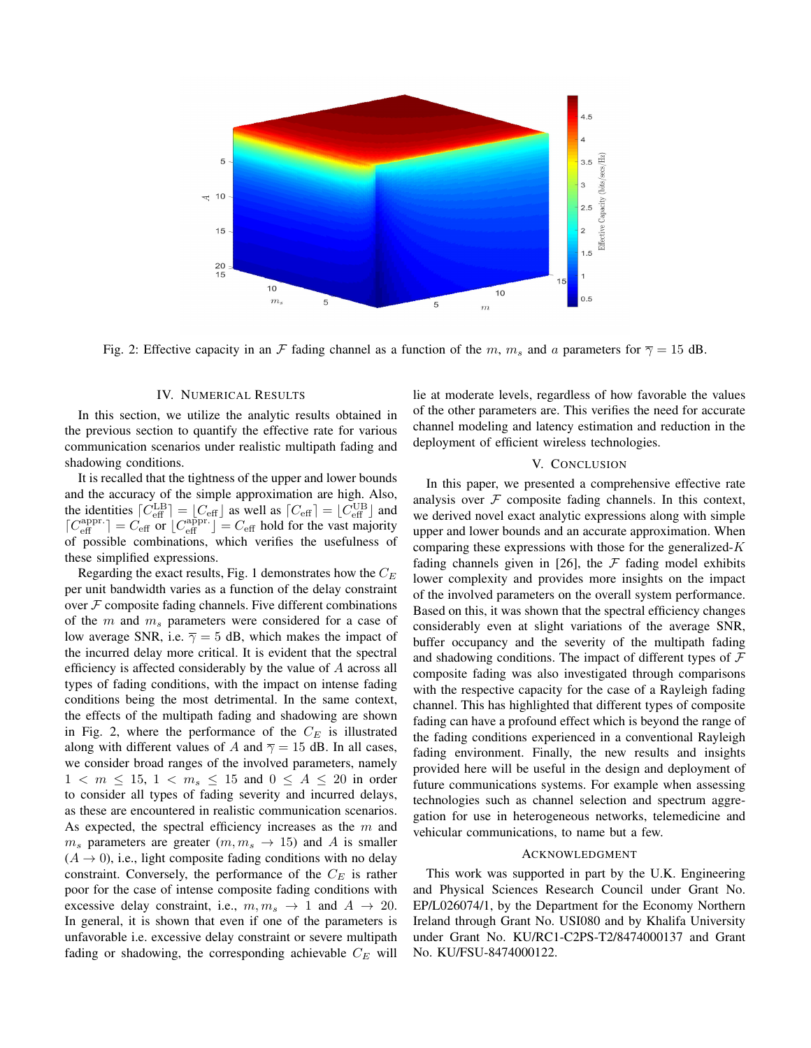Fig. 2: Effective capacity in an $\mathcal{F}$ fading channel as a function of the $m$, $m_s$ and $a$ parameters for $\overline{\gamma} = 15$ dB.

## IV. Numerical Results

In this section, we utilize the analytic results obtained in the previous section to quantify the effective rate for various communication scenarios under realistic multipath fading and shadowing conditions.

It is recalled that the tightness of the upper and lower bounds and the accuracy of the simple approximation are high. Also, the identities $\lceil C_{\text{eff}}^{\text{LB}} \rceil = \lfloor C_{\text{eff}} \rfloor$ as well as $\lceil C_{\text{eff}} \rceil = \lfloor C_{\text{eff}}^{\text{UB}} \rfloor$ and $\lceil C_{\text{eff}}^{\text{appr.}} \rceil = C_{\text{eff}}$ or $\lfloor C_{\text{eff}}^{\text{appr.}} \rfloor = C_{\text{eff}}$ hold for the vast majority of possible combinations, which verifies the usefulness of these simplified expressions.

Regarding the exact results, Fig. 1 demonstrates how the $C_E$ per unit bandwidth varies as a function of the delay constraint over $\mathcal{F}$ composite fading channels. Five different combinations of the $m$ and $m_s$ parameters were considered for a case of low average SNR, i.e. $\overline{\gamma} = 5$ dB, which makes the impact of the incurred delay more critical. It is evident that the spectral efficiency is affected considerably by the value of $A$ across all types of fading conditions, with the impact on intense fading conditions being the most detrimental. In the same context, the effects of the multipath fading and shadowing are shown in Fig. 2, where the performance of the $C_E$ is illustrated along with different values of $A$ and $\overline{\gamma} = 15$ dB. In all cases, we consider broad ranges of the involved parameters, namely $1 < m \leq 15$, $1 < m_s \leq 15$ and $0 \leq A \leq 20$ in order to consider all types of fading severity and incurred delays, as these are encountered in realistic communication scenarios. As expected, the spectral efficiency increases as the $m$ and $m_s$ parameters are greater ($m, m_s \to 15$) and $A$ is smaller ($A \to 0$), i.e., light composite fading conditions with no delay constraint. Conversely, the performance of the $C_E$ is rather poor for the case of intense composite fading conditions with excessive delay constraint, i.e., $m, m_s \to 1$ and $A \to 20$. In general, it is shown that even if one of the parameters is unfavorable i.e. excessive delay constraint or severe multipath fading or shadowing, the corresponding achievable $C_E$ will lie at moderate levels, regardless of how favorable the values of the other parameters are. This verifies the need for accurate channel modeling and latency estimation and reduction in the deployment of efficient wireless technologies.

## V. Conclusion

In this paper, we presented a comprehensive effective rate analysis over $\mathcal{F}$ composite fading channels. In this context, we derived novel exact analytic expressions along with simple upper and lower bounds and an accurate approximation. When comparing these expressions with those for the generalized-$K$ fading channels given in [26], the $\mathcal{F}$ fading model exhibits lower complexity and provides more insights on the impact of the involved parameters on the overall system performance. Based on this, it was shown that the spectral efficiency changes considerably even at slight variations of the average SNR, buffer occupancy and the severity of the multipath fading and shadowing conditions. The impact of different types of $\mathcal{F}$ composite fading was also investigated through comparisons with the respective capacity for the case of a Rayleigh fading channel. This has highlighted that different types of composite fading can have a profound effect which is beyond the range of the fading conditions experienced in a conventional Rayleigh fading environment. Finally, the new results and insights provided here will be useful in the design and deployment of future communications systems. For example when assessing technologies such as channel selection and spectrum aggregation for use in heterogeneous networks, telemedicine and vehicular communications, to name but a few.

## Acknowledgment

This work was supported in part by the U.K. Engineering and Physical Sciences Research Council under Grant No. EP/L026074/1, by the Department for the Economy Northern Ireland through Grant No. USI080 and by Khalifa University under Grant No. KU/RC1-C2PS-T2/8474000137 and Grant No. KU/FSU-8474000122.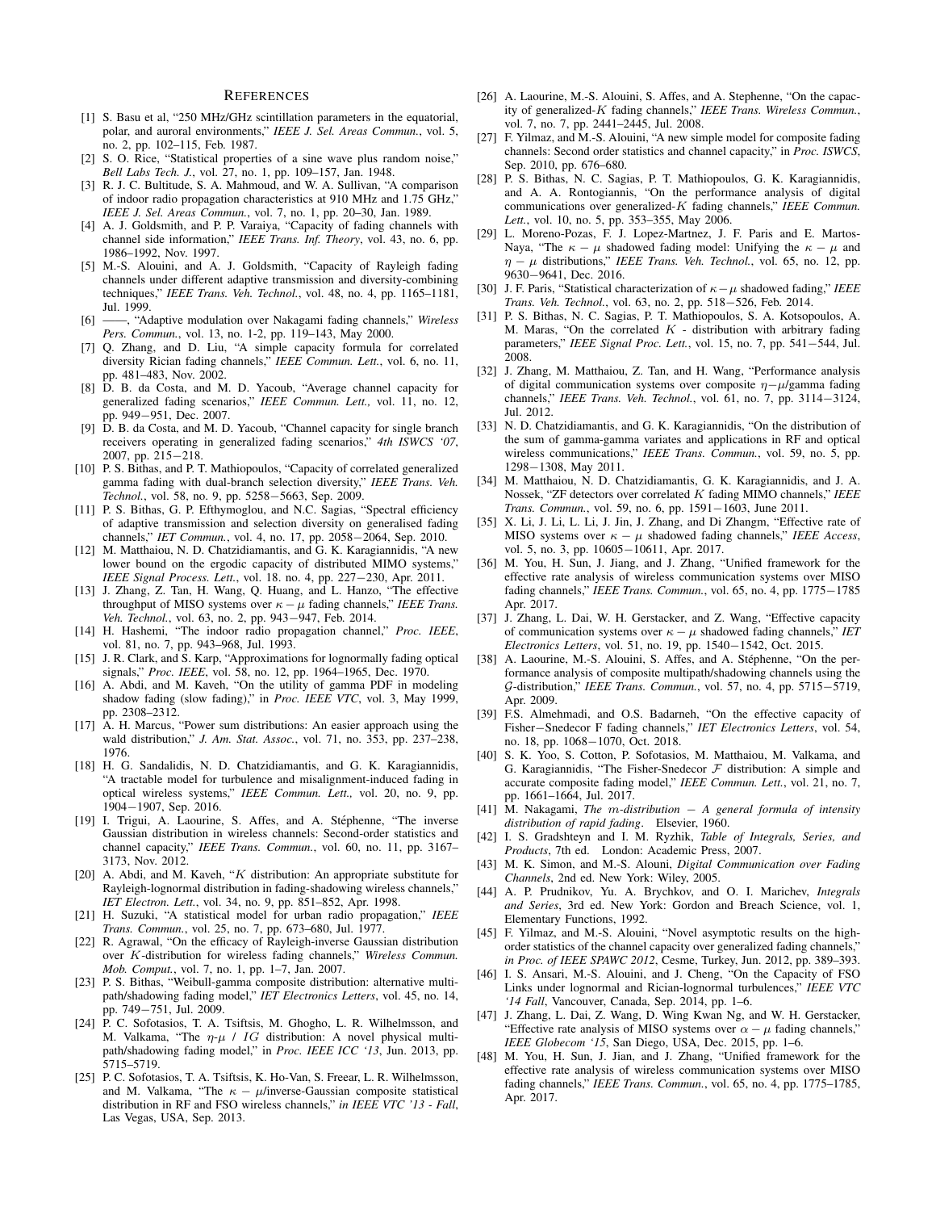## REFERENCES

[1] S. Basu et al, "250 MHz/GHz scintillation parameters in the equatorial, polar, and auroral environments," *IEEE J. Sel. Areas Commun.*, vol. 5, no. 2, pp. 102–115, Feb. 1987.

[2] S. O. Rice, "Statistical properties of a sine wave plus random noise," *Bell Labs Tech. J.*, vol. 27, no. 1, pp. 109–157, Jan. 1948.

[3] R. J. C. Bultitude, S. A. Mahmoud, and W. A. Sullivan, "A comparison of indoor radio propagation characteristics at 910 MHz and 1.75 GHz," *IEEE J. Sel. Areas Commun.*, vol. 7, no. 1, pp. 20–30, Jan. 1989.

[4] A. J. Goldsmith, and P. P. Varaiya, "Capacity of fading channels with channel side information," *IEEE Trans. Inf. Theory*, vol. 43, no. 6, pp. 1986–1992, Nov. 1997.

[5] M.-S. Alouini, and A. J. Goldsmith, "Capacity of Rayleigh fading channels under different adaptive transmission and diversity-combining techniques," *IEEE Trans. Veh. Technol.*, vol. 48, no. 4, pp. 1165–1181, Jul. 1999.

[6] ——, "Adaptive modulation over Nakagami fading channels," *Wireless Pers. Commun.*, vol. 13, no. 1-2, pp. 119–143, May 2000.

[7] Q. Zhang, and D. Liu, "A simple capacity formula for correlated diversity Rician fading channels," *IEEE Commun. Lett.*, vol. 6, no. 11, pp. 481–483, Nov. 2002.

[8] D. B. da Costa, and M. D. Yacoub, "Average channel capacity for generalized fading scenarios," *IEEE Commun. Lett.,* vol. 11, no. 12, pp. 949−951, Dec. 2007.

[9] D. B. da Costa, and M. D. Yacoub, "Channel capacity for single branch receivers operating in generalized fading scenarios," *4th ISWCS '07*, 2007, pp. 215−218.

[10] P. S. Bithas, and P. T. Mathiopoulos, "Capacity of correlated generalized gamma fading with dual-branch selection diversity," *IEEE Trans. Veh. Technol.*, vol. 58, no. 9, pp. 5258−5663, Sep. 2009.

[11] P. S. Bithas, G. P. Efthymoglou, and N.C. Sagias, "Spectral efficiency of adaptive transmission and selection diversity on generalised fading channels," *IET Commun.*, vol. 4, no. 17, pp. 2058−2064, Sep. 2010.

[12] M. Matthaiou, N. D. Chatzidiamantis, and G. K. Karagiannidis, "A new lower bound on the ergodic capacity of distributed MIMO systems," *IEEE Signal Process. Lett.*, vol. 18. no. 4, pp. 227−230, Apr. 2011.

[13] J. Zhang, Z. Tan, H. Wang, Q. Huang, and L. Hanzo, "The effective throughput of MISO systems over $\kappa-\mu$ fading channels," *IEEE Trans. Veh. Technol.*, vol. 63, no. 2, pp. 943−947, Feb. 2014.

[14] H. Hashemi, "The indoor radio propagation channel," *Proc. IEEE*, vol. 81, no. 7, pp. 943–968, Jul. 1993.

[15] J. R. Clark, and S. Karp, "Approximations for lognormally fading optical signals," *Proc. IEEE*, vol. 58, no. 12, pp. 1964–1965, Dec. 1970.

[16] A. Abdi, and M. Kaveh, "On the utility of gamma PDF in modeling shadow fading (slow fading)," in *Proc. IEEE VTC*, vol. 3, May 1999, pp. 2308–2312.

[17] A. H. Marcus, "Power sum distributions: An easier approach using the wald distribution," *J. Am. Stat. Assoc.*, vol. 71, no. 353, pp. 237–238, 1976.

[18] H. G. Sandalidis, N. D. Chatzidiamantis, and G. K. Karagiannidis, "A tractable model for turbulence and misalignment-induced fading in optical wireless systems," *IEEE Commun. Lett.,* vol. 20, no. 9, pp. 1904−1907, Sep. 2016.

[19] I. Trigui, A. Laourine, S. Affes, and A. Stéphenne, "The inverse Gaussian distribution in wireless channels: Second-order statistics and channel capacity," *IEEE Trans. Commun.*, vol. 60, no. 11, pp. 3167–3173, Nov. 2012.

[20] A. Abdi, and M. Kaveh, "$K$ distribution: An appropriate substitute for Rayleigh-lognormal distribution in fading-shadowing wireless channels," *IET Electron. Lett.*, vol. 34, no. 9, pp. 851–852, Apr. 1998.

[21] H. Suzuki, "A statistical model for urban radio propagation," *IEEE Trans. Commun.*, vol. 25, no. 7, pp. 673–680, Jul. 1977.

[22] R. Agrawal, "On the efficacy of Rayleigh-inverse Gaussian distribution over $K$-distribution for wireless fading channels," *Wireless Commun. Mob. Comput.*, vol. 7, no. 1, pp. 1–7, Jan. 2007.

[23] P. S. Bithas, "Weibull-gamma composite distribution: alternative multipath/shadowing fading model," *IET Electronics Letters*, vol. 45, no. 14, pp. 749−751, Jul. 2009.

[24] P. C. Sofotasios, T. A. Tsiftsis, M. Ghogho, L. R. Wilhelmsson, and M. Valkama, "The $\eta$-$\mu$ / $IG$ distribution: A novel physical multipath/shadowing fading model," in *Proc. IEEE ICC '13*, Jun. 2013, pp. 5715–5719.

[25] P. C. Sofotasios, T. A. Tsiftsis, K. Ho-Van, S. Freear, L. R. Wilhelmsson, and M. Valkama, "The $\kappa-\mu$/inverse-Gaussian composite statistical distribution in RF and FSO wireless channels," *in IEEE VTC '13 - Fall*, Las Vegas, USA, Sep. 2013.

[26] A. Laourine, M.-S. Alouini, S. Affes, and A. Stephenne, "On the capacity of generalized-$K$ fading channels," *IEEE Trans. Wireless Commun.*, vol. 7, no. 7, pp. 2441–2445, Jul. 2008.

[27] F. Yilmaz, and M.-S. Alouini, "A new simple model for composite fading channels: Second order statistics and channel capacity," in *Proc. ISWCS*, Sep. 2010, pp. 676–680.

[28] P. S. Bithas, N. C. Sagias, P. T. Mathiopoulos, G. K. Karagiannidis, and A. A. Rontogiannis, "On the performance analysis of digital communications over generalized-$K$ fading channels," *IEEE Commun. Lett.*, vol. 10, no. 5, pp. 353–355, May 2006.

[29] L. Moreno-Pozas, F. J. Lopez-Martnez, J. F. Paris and E. Martos-Naya, "The $\kappa-\mu$ shadowed fading model: Unifying the $\kappa-\mu$ and $\eta-\mu$ distributions," *IEEE Trans. Veh. Technol.*, vol. 65, no. 12, pp. 9630−9641, Dec. 2016.

[30] J. F. Paris, "Statistical characterization of $\kappa-\mu$ shadowed fading," *IEEE Trans. Veh. Technol.*, vol. 63, no. 2, pp. 518−526, Feb. 2014.

[31] P. S. Bithas, N. C. Sagias, P. T. Mathiopoulos, S. A. Kotsopoulos, A. M. Maras, "On the correlated $K$ - distribution with arbitrary fading parameters," *IEEE Signal Proc. Lett.*, vol. 15, no. 7, pp. 541−544, Jul. 2008.

[32] J. Zhang, M. Matthaiou, Z. Tan, and H. Wang, "Performance analysis of digital communication systems over composite $\eta-\mu$/gamma fading channels," *IEEE Trans. Veh. Technol.*, vol. 61, no. 7, pp. 3114−3124, Jul. 2012.

[33] N. D. Chatzidiamantis, and G. K. Karagiannidis, "On the distribution of the sum of gamma-gamma variates and applications in RF and optical wireless communications," *IEEE Trans. Commun.*, vol. 59, no. 5, pp. 1298−1308, May 2011.

[34] M. Matthaiou, N. D. Chatzidiamantis, G. K. Karagiannidis, and J. A. Nossek, "ZF detectors over correlated $K$ fading MIMO channels," *IEEE Trans. Commun.*, vol. 59, no. 6, pp. 1591−1603, June 2011.

[35] X. Li, J. Li, L. Li, J. Jin, J. Zhang, and Di Zhangm, "Effective rate of MISO systems over $\kappa-\mu$ shadowed fading channels," *IEEE Access*, vol. 5, no. 3, pp. 10605−10611, Apr. 2017.

[36] M. You, H. Sun, J. Jiang, and J. Zhang, "Unified framework for the effective rate analysis of wireless communication systems over MISO fading channels," *IEEE Trans. Commun.*, vol. 65, no. 4, pp. 1775−1785 Apr. 2017.

[37] J. Zhang, L. Dai, W. H. Gerstacker, and Z. Wang, "Effective capacity of communication systems over $\kappa-\mu$ shadowed fading channels," *IET Electronics Letters*, vol. 51, no. 19, pp. 1540−1542, Oct. 2015.

[38] A. Laourine, M.-S. Alouini, S. Affes, and A. Stéphenne, "On the performance analysis of composite multipath/shadowing channels using the $\mathcal{G}$-distribution," *IEEE Trans. Commun.*, vol. 57, no. 4, pp. 5715−5719, Apr. 2009.

[39] F.S. Almehmadi, and O.S. Badarneh, "On the effective capacity of Fisher−Snedecor F fading channels," *IET Electronics Letters*, vol. 54, no. 18, pp. 1068−1070, Oct. 2018.

[40] S. K. Yoo, S. Cotton, P. Sofotasios, M. Matthaiou, M. Valkama, and G. Karagiannidis, "The Fisher-Snedecor $\mathcal{F}$ distribution: A simple and accurate composite fading model," *IEEE Commun. Lett.*, vol. 21, no. 7, pp. 1661–1664, Jul. 2017.

[41] M. Nakagami, *The $m$-distribution − A general formula of intensity distribution of rapid fading*. Elsevier, 1960.

[42] I. S. Gradshteyn and I. M. Ryzhik, *Table of Integrals, Series, and Products*, 7th ed. London: Academic Press, 2007.

[43] M. K. Simon, and M.-S. Alouni, *Digital Communication over Fading Channels*, 2nd ed. New York: Wiley, 2005.

[44] A. P. Prudnikov, Yu. A. Brychkov, and O. I. Marichev, *Integrals and Series*, 3rd ed. New York: Gordon and Breach Science, vol. 1, Elementary Functions, 1992.

[45] F. Yilmaz, and M.-S. Alouini, "Novel asymptotic results on the high-order statistics of the channel capacity over generalized fading channels," *in Proc. of IEEE SPAWC 2012*, Cesme, Turkey, Jun. 2012, pp. 389–393.

[46] I. S. Ansari, M.-S. Alouini, and J. Cheng, "On the Capacity of FSO Links under lognormal and Rician-lognormal turbulences," *IEEE VTC '14 Fall*, Vancouver, Canada, Sep. 2014, pp. 1–6.

[47] J. Zhang, L. Dai, Z. Wang, D. Wing Kwan Ng, and W. H. Gerstacker, "Effective rate analysis of MISO systems over $\alpha-\mu$ fading channels," *IEEE Globecom '15*, San Diego, USA, Dec. 2015, pp. 1–6.

[48] M. You, H. Sun, J. Jian, and J. Zhang, "Unified framework for the effective rate analysis of wireless communication systems over MISO fading channels," *IEEE Trans. Commun.*, vol. 65, no. 4, pp. 1775–1785, Apr. 2017.